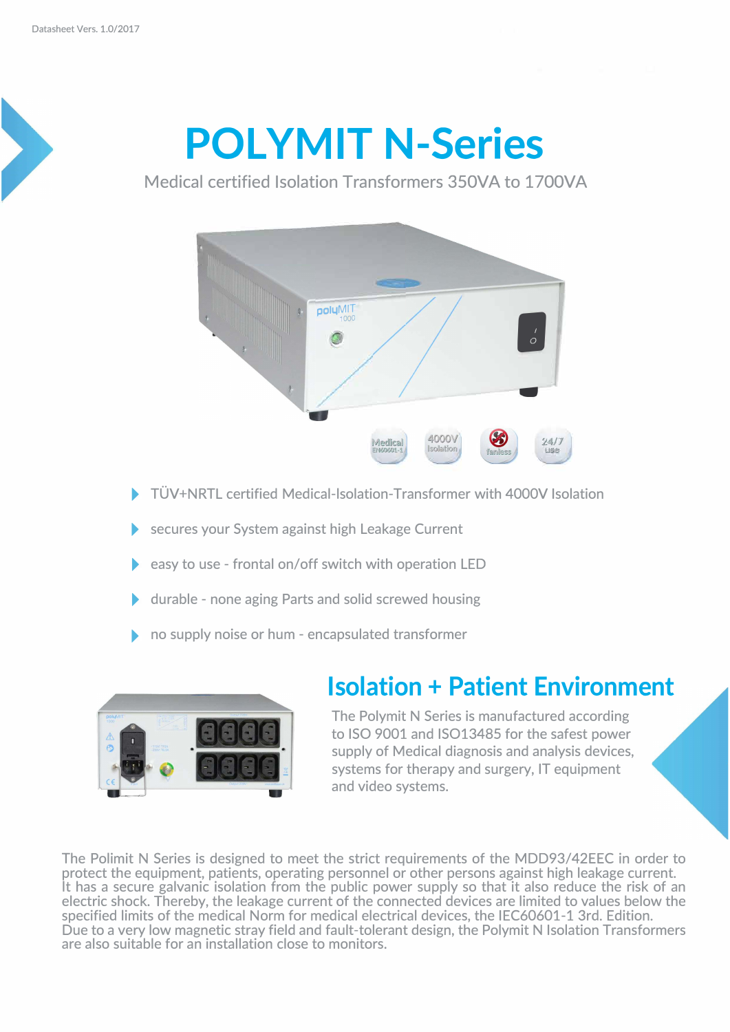Datasheet Vers. 1.0/2017

# POLYMIT N-Series

Medical certified Isolation Transformers 350VA to 1700VA

- TÜV+NRTL certified Medical-Isolation-Transformer with 4000V Isolation
- secures your System against high Leakage Current
- easy to use - frontal on/off switch with operation LED
- durable - none aging Parts and solid screwed housing
- no supply noise or hum - encapsulated transformer

## Isolation + Patient Environment

The Polymit N Series is manufactured according to ISO 9001 and ISO13485 for the safest power supply of Medical diagnosis and analysis devices, systems for therapy and surgery, IT equipment and video systems.

The Polimit N Series is designed to meet the strict requirements of the MDD93/42EEC in order to protect the equipment, patients, operating personnel or other persons against high leakage current. It has a secure galvanic isolation from the public power supply so that it also reduce the risk of an electric shock. Thereby, the leakage current of the connected devices are limited to values below the specified limits of the medical Norm for medical electrical devices, the IEC60601-1 3rd. Edition. Due to a very low magnetic stray field and fault-tolerant design, the Polymit N Isolation Transformers are also suitable for an installation close to monitors.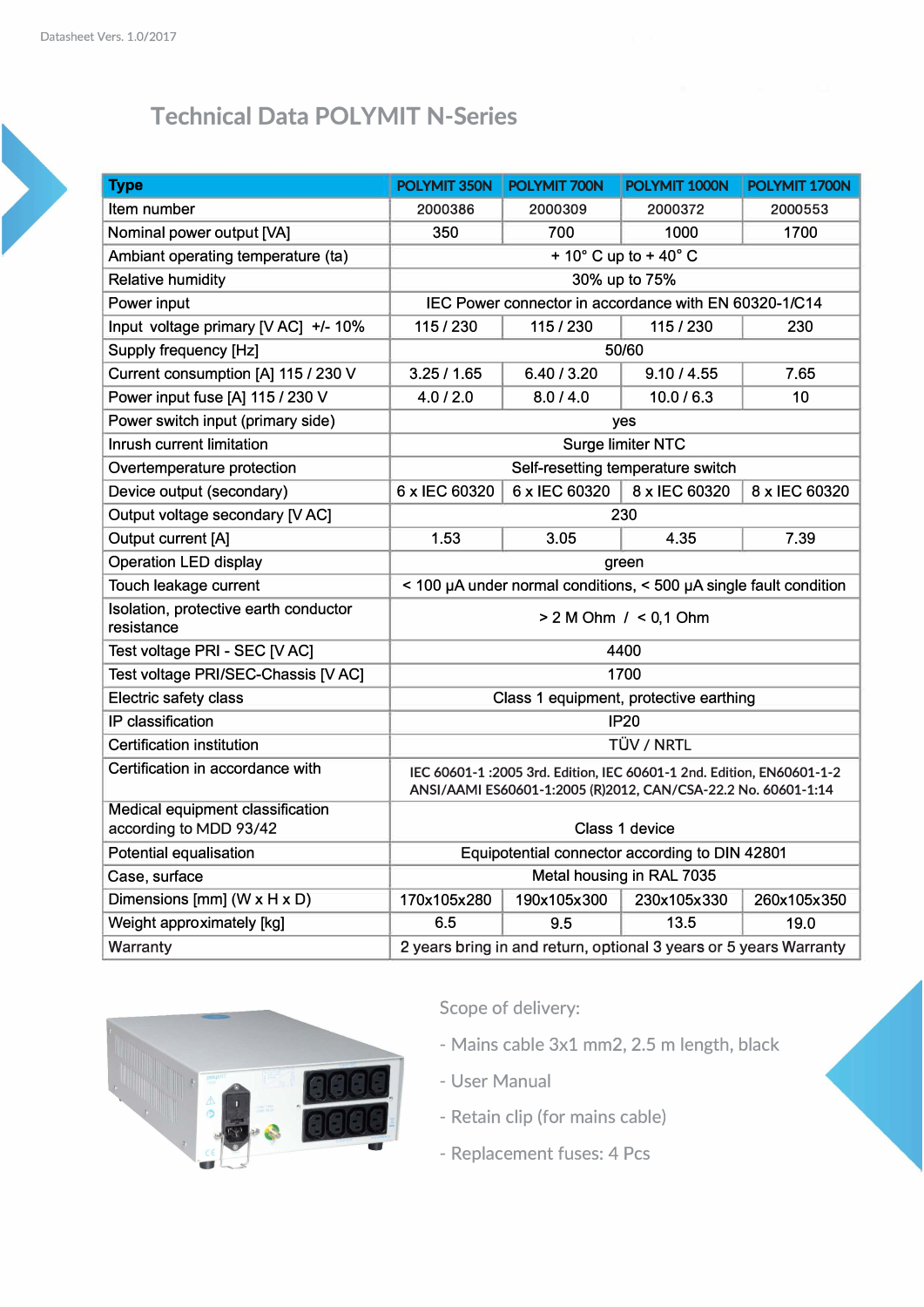# Technical Data POLYMIT N-Series

| Type | POLYMIT 350N | POLYMIT 700N | POLYMIT 1000N | POLYMIT 1700N |
|---|---|---|---|---|
| Item number | 2000386 | 2000309 | 2000372 | 2000553 |
| Nominal power output [VA] | 350 | 700 | 1000 | 1700 |
| Ambiant operating temperature (ta) | + 10° C up to + 40° C | | | |
| Relative humidity | 30% up to 75% | | | |
| Power input | IEC Power connector in accordance with EN 60320-1/C14 | | | |
| Input voltage primary [V AC] +/- 10% | 115 / 230 | 115 / 230 | 115 / 230 | 230 |
| Supply frequency [Hz] | 50/60 | | | |
| Current consumption [A] 115 / 230 V | 3.25 / 1.65 | 6.40 / 3.20 | 9.10 / 4.55 | 7.65 |
| Power input fuse [A] 115 / 230 V | 4.0 / 2.0 | 8.0 / 4.0 | 10.0 / 6.3 | 10 |
| Power switch input (primary side) | yes | | | |
| Inrush current limitation | Surge limiter NTC | | | |
| Overtemperature protection | Self-resetting temperature switch | | | |
| Device output (secondary) | 6 x IEC 60320 | 6 x IEC 60320 | 8 x IEC 60320 | 8 x IEC 60320 |
| Output voltage secondary [V AC] | 230 | | | |
| Output current [A] | 1.53 | 3.05 | 4.35 | 7.39 |
| Operation LED display | green | | | |
| Touch leakage current | < 100 µA under normal conditions, < 500 µA single fault condition | | | |
| Isolation, protective earth conductor resistance | > 2 M Ohm / < 0,1 Ohm | | | |
| Test voltage PRI - SEC [V AC] | 4400 | | | |
| Test voltage PRI/SEC-Chassis [V AC] | 1700 | | | |
| Electric safety class | Class 1 equipment, protective earthing | | | |
| IP classification | IP20 | | | |
| Certification institution | TÜV / NRTL | | | |
| Certification in accordance with | IEC 60601-1 :2005 3rd. Edition, IEC 60601-1 2nd. Edition, EN60601-1-2 ANSI/AAMI ES60601-1:2005 (R)2012, CAN/CSA-22.2 No. 60601-1:14 | | | |
| Medical equipment classification according to MDD 93/42 | Class 1 device | | | |
| Potential equalisation | Equipotential connector according to DIN 42801 | | | |
| Case, surface | Metal housing in RAL 7035 | | | |
| Dimensions [mm] (W x H x D) | 170x105x280 | 190x105x300 | 230x105x330 | 260x105x350 |
| Weight approximately [kg] | 6.5 | 9.5 | 13.5 | 19.0 |
| Warranty | 2 years bring in and return, optional 3 years or 5 years Warranty | | | |

Scope of delivery:

- Mains cable 3x1 mm2, 2.5 m length, black
- User Manual
- Retain clip (for mains cable)
- Replacement fuses: 4 Pcs